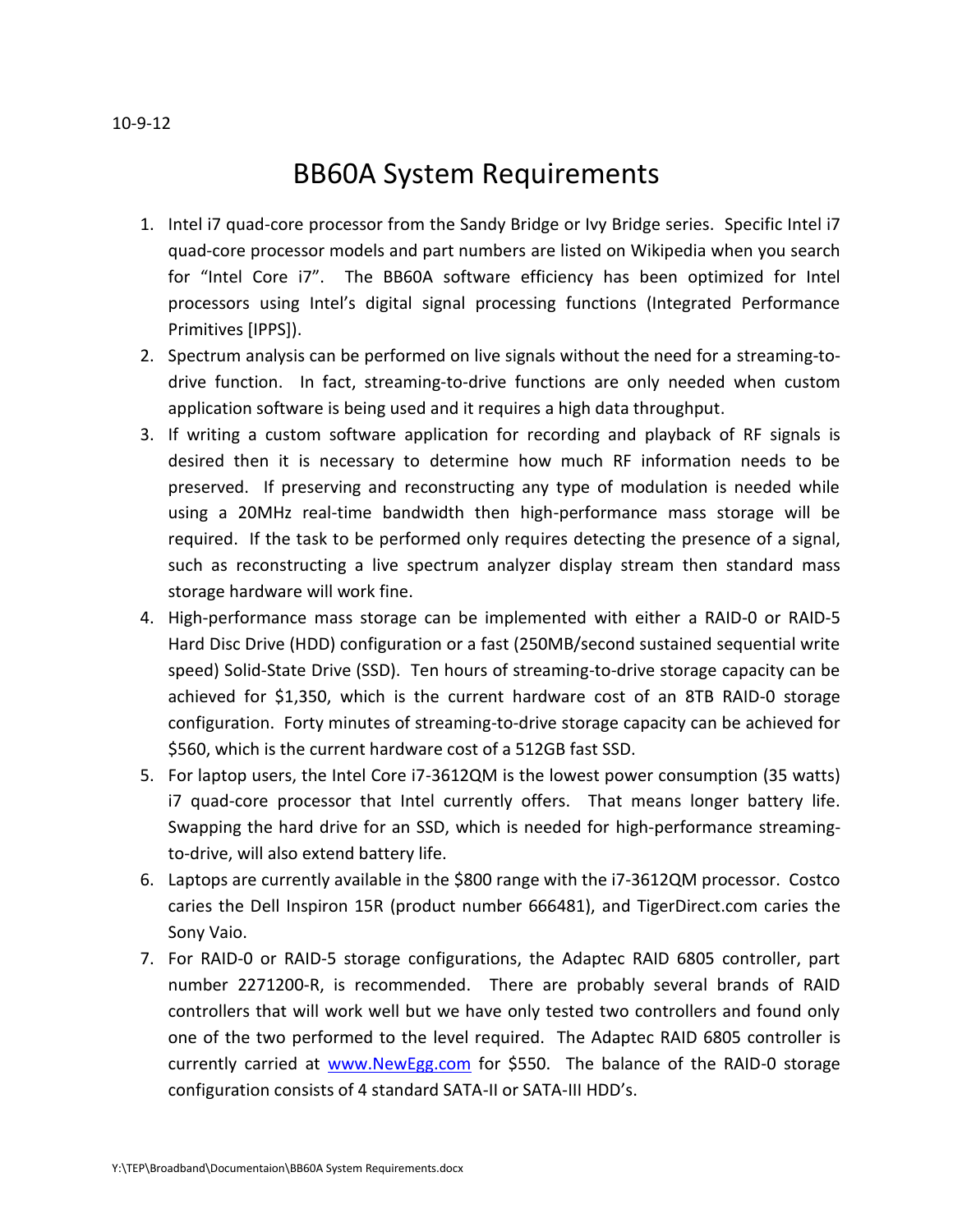10-9-12

# BB60A System Requirements

1. Intel i7 quad-core processor from the Sandy Bridge or Ivy Bridge series. Specific Intel i7 quad-core processor models and part numbers are listed on Wikipedia when you search for "Intel Core i7". The BB60A software efficiency has been optimized for Intel processors using Intel's digital signal processing functions (Integrated Performance Primitives [IPPS]).
2. Spectrum analysis can be performed on live signals without the need for a streaming-to-drive function. In fact, streaming-to-drive functions are only needed when custom application software is being used and it requires a high data throughput.
3. If writing a custom software application for recording and playback of RF signals is desired then it is necessary to determine how much RF information needs to be preserved. If preserving and reconstructing any type of modulation is needed while using a 20MHz real-time bandwidth then high-performance mass storage will be required. If the task to be performed only requires detecting the presence of a signal, such as reconstructing a live spectrum analyzer display stream then standard mass storage hardware will work fine.
4. High-performance mass storage can be implemented with either a RAID-0 or RAID-5 Hard Disc Drive (HDD) configuration or a fast (250MB/second sustained sequential write speed) Solid-State Drive (SSD). Ten hours of streaming-to-drive storage capacity can be achieved for $1,350, which is the current hardware cost of an 8TB RAID-0 storage configuration. Forty minutes of streaming-to-drive storage capacity can be achieved for $560, which is the current hardware cost of a 512GB fast SSD.
5. For laptop users, the Intel Core i7-3612QM is the lowest power consumption (35 watts) i7 quad-core processor that Intel currently offers. That means longer battery life. Swapping the hard drive for an SSD, which is needed for high-performance streaming-to-drive, will also extend battery life.
6. Laptops are currently available in the $800 range with the i7-3612QM processor. Costco caries the Dell Inspiron 15R (product number 666481), and TigerDirect.com caries the Sony Vaio.
7. For RAID-0 or RAID-5 storage configurations, the Adaptec RAID 6805 controller, part number 2271200-R, is recommended. There are probably several brands of RAID controllers that will work well but we have only tested two controllers and found only one of the two performed to the level required. The Adaptec RAID 6805 controller is currently carried at [www.NewEgg.com](http://www.NewEgg.com) for $550. The balance of the RAID-0 storage configuration consists of 4 standard SATA-II or SATA-III HDD's.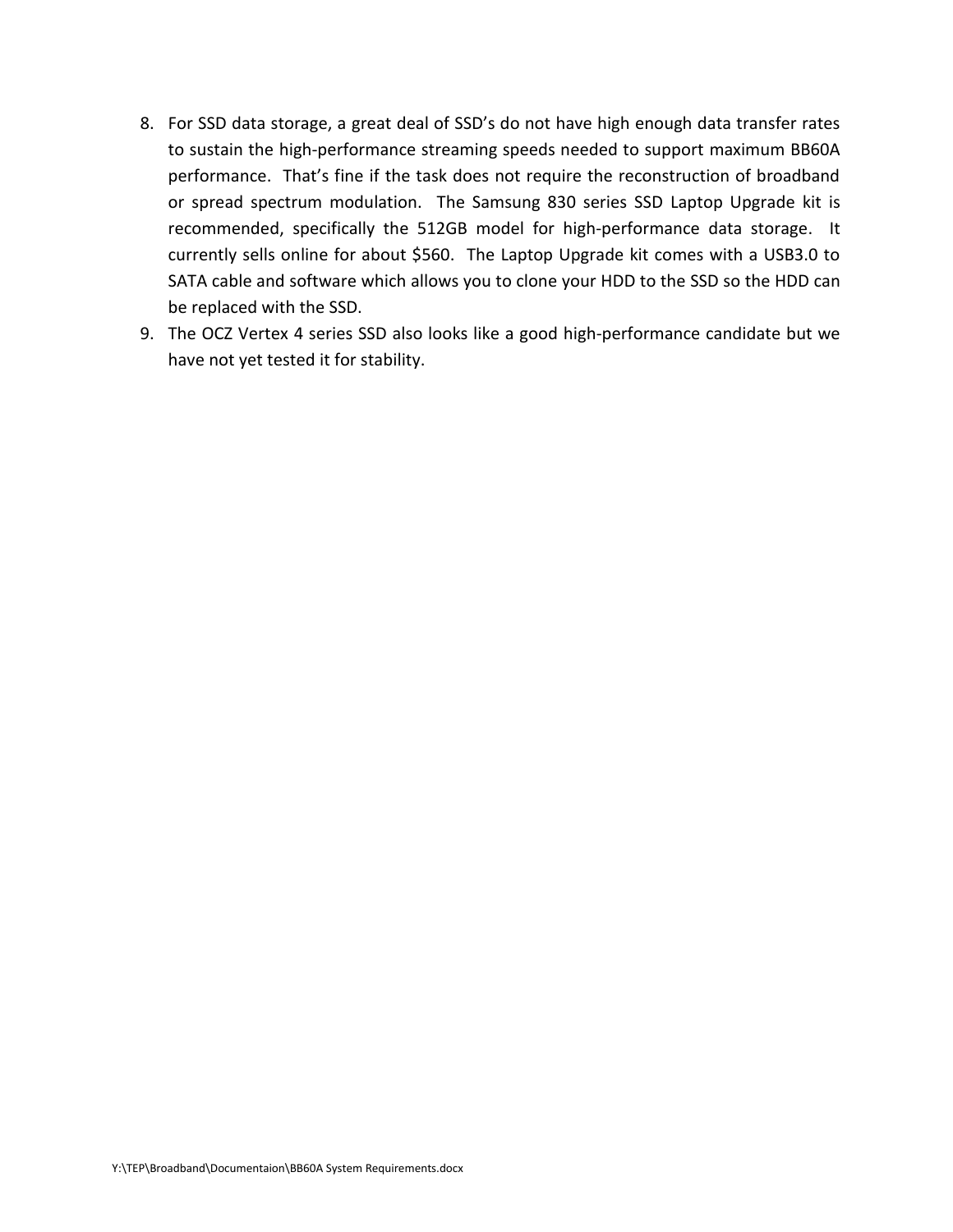8. For SSD data storage, a great deal of SSD's do not have high enough data transfer rates to sustain the high-performance streaming speeds needed to support maximum BB60A performance. That's fine if the task does not require the reconstruction of broadband or spread spectrum modulation. The Samsung 830 series SSD Laptop Upgrade kit is recommended, specifically the 512GB model for high-performance data storage. It currently sells online for about $560. The Laptop Upgrade kit comes with a USB3.0 to SATA cable and software which allows you to clone your HDD to the SSD so the HDD can be replaced with the SSD.
9. The OCZ Vertex 4 series SSD also looks like a good high-performance candidate but we have not yet tested it for stability.